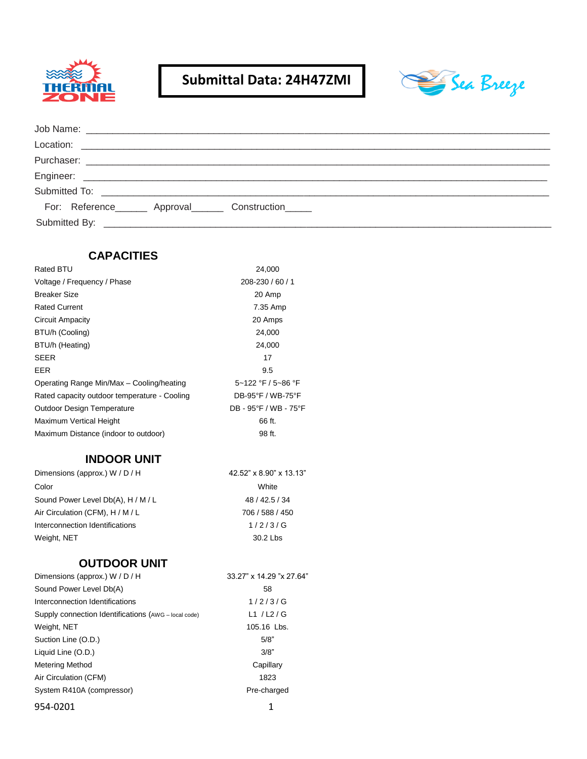# Submittal Data: 24H47ZMI

Job Name: ____________________________________________

Location: ____________________________________________

Purchaser: ____________________________________________

Engineer: ____________________________________________

Submitted To: ____________________________________________

For: Reference______ Approval______ Construction_____

Submitted By: ____________________________________________

## CAPACITIES

| | |
|---|---|
| Rated BTU | 24,000 |
| Voltage / Frequency / Phase | 208-230 / 60 / 1 |
| Breaker Size | 20 Amp |
| Rated Current | 7.35 Amp |
| Circuit Ampacity | 20 Amps |
| BTU/h (Cooling) | 24,000 |
| BTU/h (Heating) | 24,000 |
| SEER | 17 |
| EER | 9.5 |
| Operating Range Min/Max – Cooling/heating | 5~122 °F / 5~86 °F |
| Rated capacity outdoor temperature - Cooling | DB-95°F / WB-75°F |
| Outdoor Design Temperature | DB - 95°F / WB - 75°F |
| Maximum Vertical Height | 66 ft. |
| Maximum Distance (indoor to outdoor) | 98 ft. |

## INDOOR UNIT

| | |
|---|---|
| Dimensions (approx.) W / D / H | 42.52" x 8.90" x 13.13" |
| Color | White |
| Sound Power Level Db(A), H / M / L | 48 / 42.5 / 34 |
| Air Circulation (CFM), H / M / L | 706 / 588 / 450 |
| Interconnection Identifications | 1 / 2 / 3 / G |
| Weight, NET | 30.2 Lbs |

## OUTDOOR UNIT

| | |
|---|---|
| Dimensions (approx.) W / D / H | 33.27" x 14.29 "x 27.64" |
| Sound Power Level Db(A) | 58 |
| Interconnection Identifications | 1 / 2 / 3 / G |
| Supply connection Identifications (AWG – local code) | L1 / L2 / G |
| Weight, NET | 105.16 Lbs. |
| Suction Line (O.D.) | 5/8" |
| Liquid Line (O.D.) | 3/8" |
| Metering Method | Capillary |
| Air Circulation (CFM) | 1823 |
| System R410A (compressor) | Pre-charged |

954-0201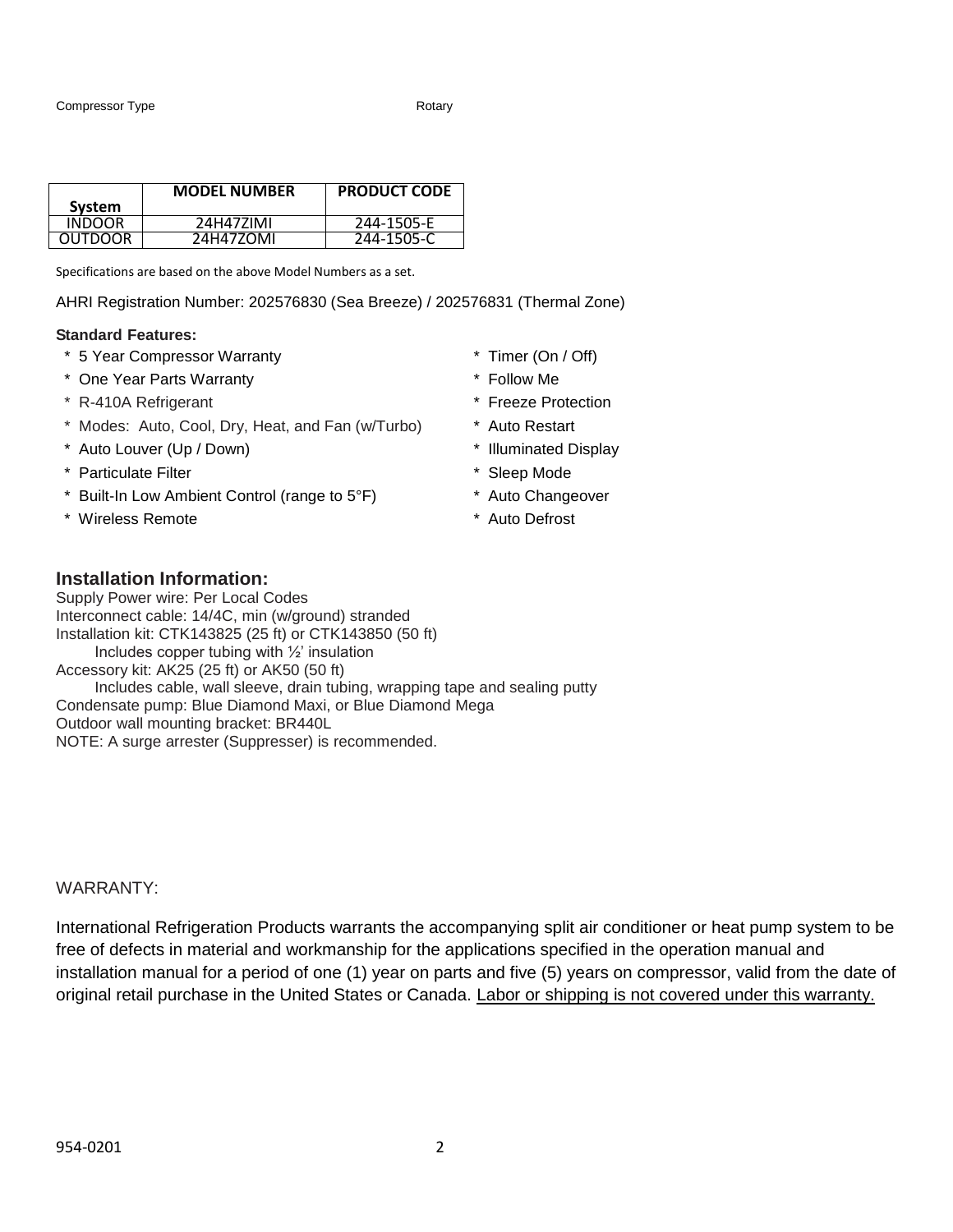Compressor Type Rotary

| System | MODEL NUMBER | PRODUCT CODE |
|---|---|---|
| INDOOR | 24H47ZIMI | 244-1505-E |
| OUTDOOR | 24H47ZOMI | 244-1505-C |

Specifications are based on the above Model Numbers as a set.

AHRI Registration Number: 202576830 (Sea Breeze) / 202576831 (Thermal Zone)

**Standard Features:**

* 5 Year Compressor Warranty
* One Year Parts Warranty
* R-410A Refrigerant
* Modes: Auto, Cool, Dry, Heat, and Fan (w/Turbo)
* Auto Louver (Up / Down)
* Particulate Filter
* Built-In Low Ambient Control (range to 5°F)
* Wireless Remote
* Timer (On / Off)
* Follow Me
* Freeze Protection
* Auto Restart
* Illuminated Display
* Sleep Mode
* Auto Changeover
* Auto Defrost

## Installation Information:

Supply Power wire: Per Local Codes
Interconnect cable: 14/4C, min (w/ground) stranded
Installation kit: CTK143825 (25 ft) or CTK143850 (50 ft)
    Includes copper tubing with ½' insulation
Accessory kit: AK25 (25 ft) or AK50 (50 ft)
    Includes cable, wall sleeve, drain tubing, wrapping tape and sealing putty
Condensate pump: Blue Diamond Maxi, or Blue Diamond Mega
Outdoor wall mounting bracket: BR440L
NOTE: A surge arrester (Suppresser) is recommended.

WARRANTY:

International Refrigeration Products warrants the accompanying split air conditioner or heat pump system to be free of defects in material and workmanship for the applications specified in the operation manual and installation manual for a period of one (1) year on parts and five (5) years on compressor, valid from the date of original retail purchase in the United States or Canada. <u>Labor or shipping is not covered under this warranty.</u>

954-0201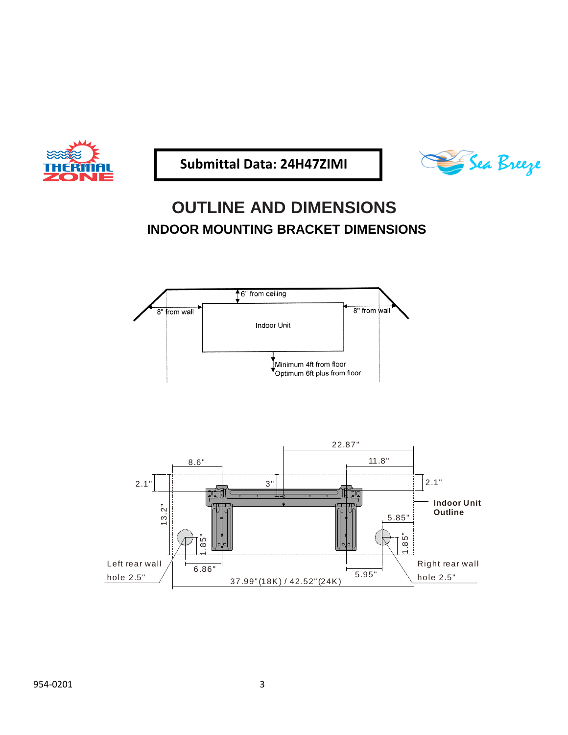Submittal Data: 24H47ZIMI

# OUTLINE AND DIMENSIONS

## INDOOR MOUNTING BRACKET DIMENSIONS

6" from ceiling

8" from wall

Indoor Unit

8" from wall

Minimum 4ft from floor
Optimum 6ft plus from floor

22.87"

8.6"

11.8"

2.1"

3"

2.1"

Indoor Unit Outline

13.2"

5.85"

1.85"

1.85"

Left rear wall hole 2.5"

6.86"

5.95"

Right rear wall hole 2.5"

37.99"(18K) / 42.52"(24K)

954-0201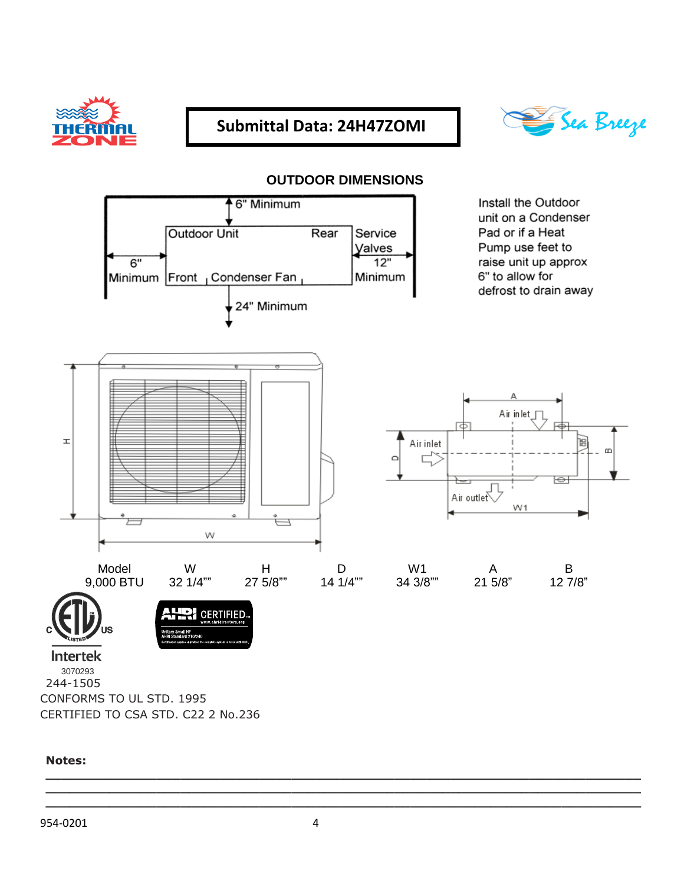## Submittal Data: 24H47ZOMI

### OUTDOOR DIMENSIONS

6" Minimum

Outdoor Unit

Rear

Service Valves

6" Minimum

Front

Condenser Fan

12" Minimum

24" Minimum

Install the Outdoor unit on a Condenser Pad or if a Heat Pump use feet to raise unit up approx 6" to allow for defrost to drain away

H

W

A

Air inlet

Air inlet

D

B

Air outlet

W1

| Model | W | H | D | W1 | A | B |
|---|---|---|---|---|---|---|
| 9,000 BTU | 32 1/4"" | 27 5/8"" | 14 1/4"" | 34 3/8"" | 21 5/8" | 12 7/8" |

Intertek
3070293
244-1505

CONFORMS TO UL STD. 1995
CERTIFIED TO CSA STD. C22 2 No.236

AHRI CERTIFIED
www.ahridirectory.org
Unitary Small HP
AHRI Standard 210/240

**Notes:**

954-0201